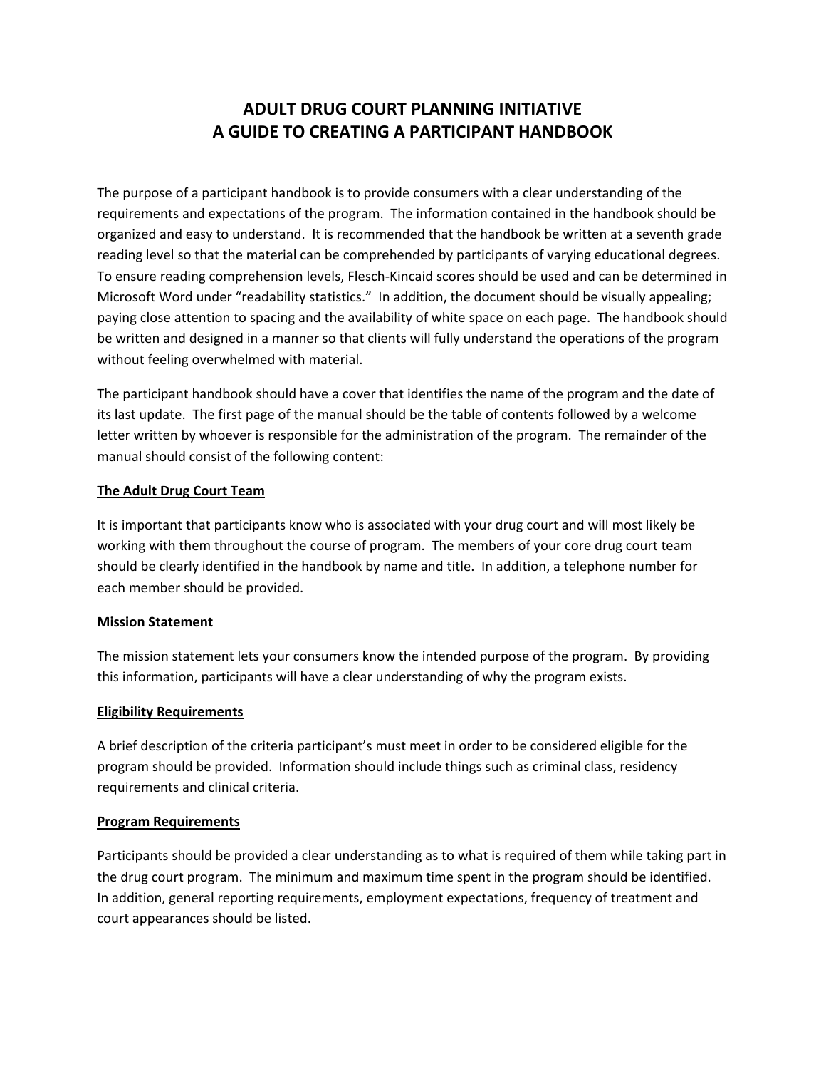# ADULT DRUG COURT PLANNING INITIATIVE
# A GUIDE TO CREATING A PARTICIPANT HANDBOOK

The purpose of a participant handbook is to provide consumers with a clear understanding of the requirements and expectations of the program. The information contained in the handbook should be organized and easy to understand. It is recommended that the handbook be written at a seventh grade reading level so that the material can be comprehended by participants of varying educational degrees. To ensure reading comprehension levels, Flesch-Kincaid scores should be used and can be determined in Microsoft Word under "readability statistics." In addition, the document should be visually appealing; paying close attention to spacing and the availability of white space on each page. The handbook should be written and designed in a manner so that clients will fully understand the operations of the program without feeling overwhelmed with material.

The participant handbook should have a cover that identifies the name of the program and the date of its last update. The first page of the manual should be the table of contents followed by a welcome letter written by whoever is responsible for the administration of the program. The remainder of the manual should consist of the following content:

## The Adult Drug Court Team

It is important that participants know who is associated with your drug court and will most likely be working with them throughout the course of program. The members of your core drug court team should be clearly identified in the handbook by name and title. In addition, a telephone number for each member should be provided.

## Mission Statement

The mission statement lets your consumers know the intended purpose of the program. By providing this information, participants will have a clear understanding of why the program exists.

## Eligibility Requirements

A brief description of the criteria participant's must meet in order to be considered eligible for the program should be provided. Information should include things such as criminal class, residency requirements and clinical criteria.

## Program Requirements

Participants should be provided a clear understanding as to what is required of them while taking part in the drug court program. The minimum and maximum time spent in the program should be identified. In addition, general reporting requirements, employment expectations, frequency of treatment and court appearances should be listed.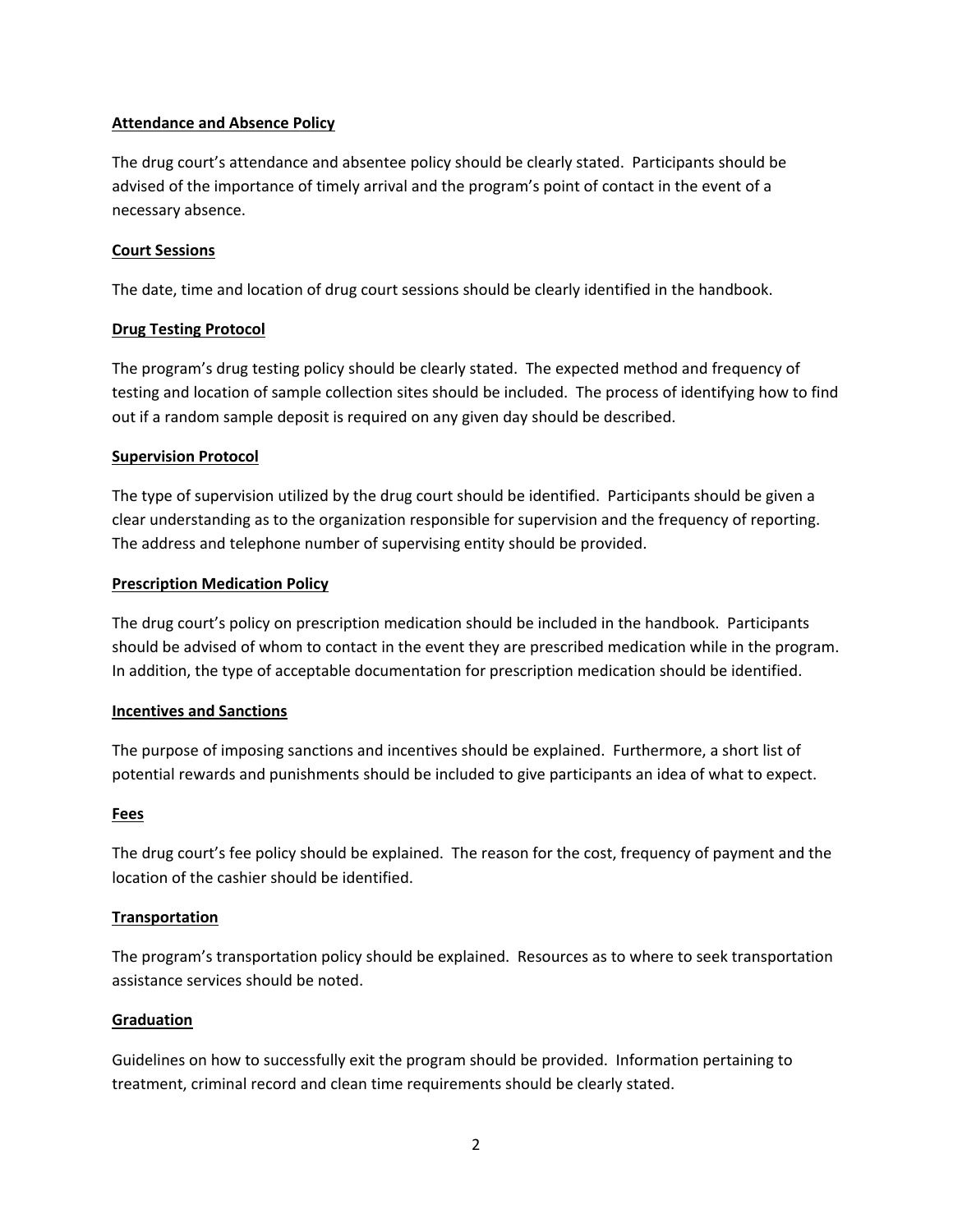**Attendance and Absence Policy**

The drug court's attendance and absentee policy should be clearly stated. Participants should be advised of the importance of timely arrival and the program's point of contact in the event of a necessary absence.

**Court Sessions**

The date, time and location of drug court sessions should be clearly identified in the handbook.

**Drug Testing Protocol**

The program's drug testing policy should be clearly stated. The expected method and frequency of testing and location of sample collection sites should be included. The process of identifying how to find out if a random sample deposit is required on any given day should be described.

**Supervision Protocol**

The type of supervision utilized by the drug court should be identified. Participants should be given a clear understanding as to the organization responsible for supervision and the frequency of reporting. The address and telephone number of supervising entity should be provided.

**Prescription Medication Policy**

The drug court's policy on prescription medication should be included in the handbook. Participants should be advised of whom to contact in the event they are prescribed medication while in the program. In addition, the type of acceptable documentation for prescription medication should be identified.

**Incentives and Sanctions**

The purpose of imposing sanctions and incentives should be explained. Furthermore, a short list of potential rewards and punishments should be included to give participants an idea of what to expect.

**Fees**

The drug court's fee policy should be explained. The reason for the cost, frequency of payment and the location of the cashier should be identified.

**Transportation**

The program's transportation policy should be explained. Resources as to where to seek transportation assistance services should be noted.

**Graduation**

Guidelines on how to successfully exit the program should be provided. Information pertaining to treatment, criminal record and clean time requirements should be clearly stated.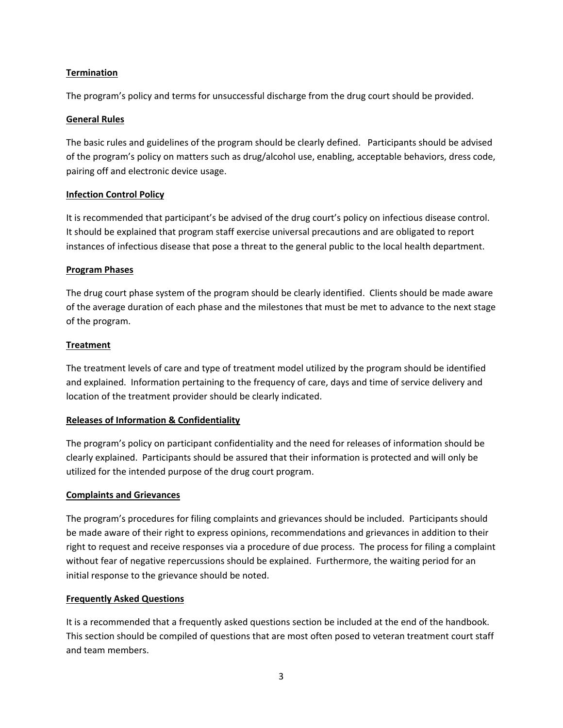**Termination**

The program's policy and terms for unsuccessful discharge from the drug court should be provided.

**General Rules**

The basic rules and guidelines of the program should be clearly defined. Participants should be advised of the program's policy on matters such as drug/alcohol use, enabling, acceptable behaviors, dress code, pairing off and electronic device usage.

**Infection Control Policy**

It is recommended that participant's be advised of the drug court's policy on infectious disease control. It should be explained that program staff exercise universal precautions and are obligated to report instances of infectious disease that pose a threat to the general public to the local health department.

**Program Phases**

The drug court phase system of the program should be clearly identified. Clients should be made aware of the average duration of each phase and the milestones that must be met to advance to the next stage of the program.

**Treatment**

The treatment levels of care and type of treatment model utilized by the program should be identified and explained. Information pertaining to the frequency of care, days and time of service delivery and location of the treatment provider should be clearly indicated.

**Releases of Information & Confidentiality**

The program's policy on participant confidentiality and the need for releases of information should be clearly explained. Participants should be assured that their information is protected and will only be utilized for the intended purpose of the drug court program.

**Complaints and Grievances**

The program's procedures for filing complaints and grievances should be included. Participants should be made aware of their right to express opinions, recommendations and grievances in addition to their right to request and receive responses via a procedure of due process. The process for filing a complaint without fear of negative repercussions should be explained. Furthermore, the waiting period for an initial response to the grievance should be noted.

**Frequently Asked Questions**

It is a recommended that a frequently asked questions section be included at the end of the handbook. This section should be compiled of questions that are most often posed to veteran treatment court staff and team members.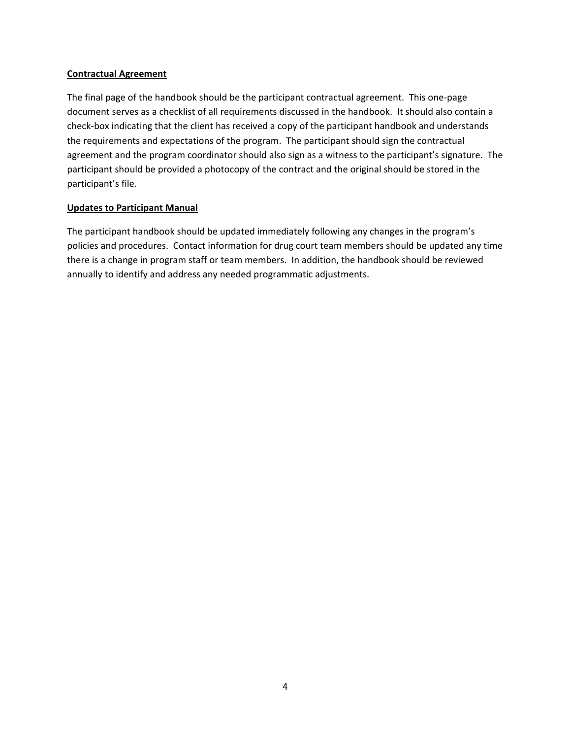**Contractual Agreement**

The final page of the handbook should be the participant contractual agreement. This one-page document serves as a checklist of all requirements discussed in the handbook. It should also contain a check-box indicating that the client has received a copy of the participant handbook and understands the requirements and expectations of the program. The participant should sign the contractual agreement and the program coordinator should also sign as a witness to the participant's signature. The participant should be provided a photocopy of the contract and the original should be stored in the participant's file.

**Updates to Participant Manual**

The participant handbook should be updated immediately following any changes in the program's policies and procedures. Contact information for drug court team members should be updated any time there is a change in program staff or team members. In addition, the handbook should be reviewed annually to identify and address any needed programmatic adjustments.